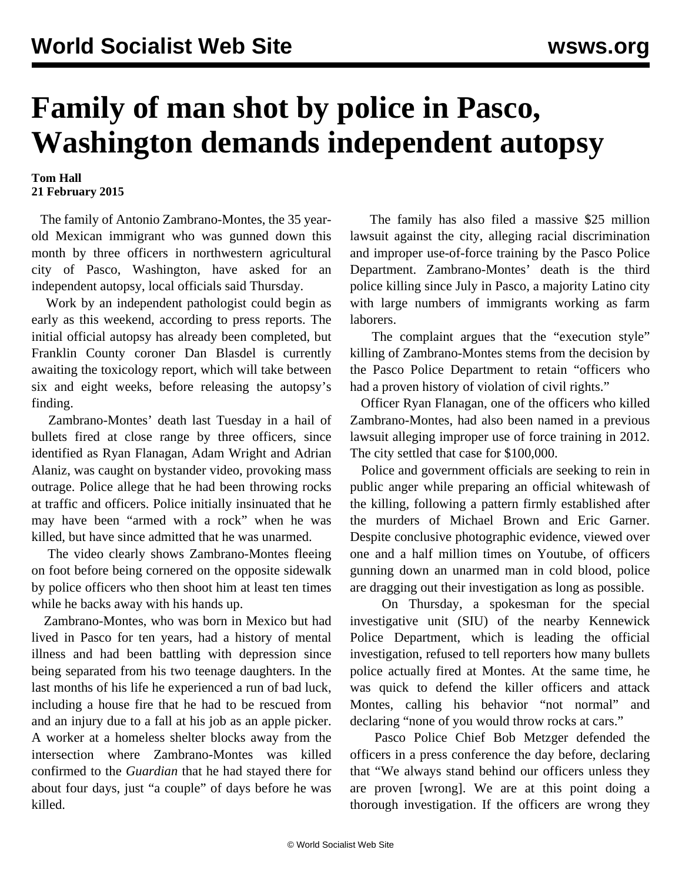# Family of man shot by police in Pasco, Washington demands independent autopsy

**Tom Hall**
**21 February 2015**

The family of Antonio Zambrano-Montes, the 35 year-old Mexican immigrant who was gunned down this month by three officers in northwestern agricultural city of Pasco, Washington, have asked for an independent autopsy, local officials said Thursday.

Work by an independent pathologist could begin as early as this weekend, according to press reports. The initial official autopsy has already been completed, but Franklin County coroner Dan Blasdel is currently awaiting the toxicology report, which will take between six and eight weeks, before releasing the autopsy's finding.

Zambrano-Montes' death last Tuesday in a hail of bullets fired at close range by three officers, since identified as Ryan Flanagan, Adam Wright and Adrian Alaniz, was caught on bystander video, provoking mass outrage. Police allege that he had been throwing rocks at traffic and officers. Police initially insinuated that he may have been "armed with a rock" when he was killed, but have since admitted that he was unarmed.

The video clearly shows Zambrano-Montes fleeing on foot before being cornered on the opposite sidewalk by police officers who then shoot him at least ten times while he backs away with his hands up.

Zambrano-Montes, who was born in Mexico but had lived in Pasco for ten years, had a history of mental illness and had been battling with depression since being separated from his two teenage daughters. In the last months of his life he experienced a run of bad luck, including a house fire that he had to be rescued from and an injury due to a fall at his job as an apple picker. A worker at a homeless shelter blocks away from the intersection where Zambrano-Montes was killed confirmed to the *Guardian* that he had stayed there for about four days, just "a couple" of days before he was killed.

The family has also filed a massive $25 million lawsuit against the city, alleging racial discrimination and improper use-of-force training by the Pasco Police Department. Zambrano-Montes' death is the third police killing since July in Pasco, a majority Latino city with large numbers of immigrants working as farm laborers.

The complaint argues that the "execution style" killing of Zambrano-Montes stems from the decision by the Pasco Police Department to retain "officers who had a proven history of violation of civil rights."

Officer Ryan Flanagan, one of the officers who killed Zambrano-Montes, had also been named in a previous lawsuit alleging improper use of force training in 2012. The city settled that case for $100,000.

Police and government officials are seeking to rein in public anger while preparing an official whitewash of the killing, following a pattern firmly established after the murders of Michael Brown and Eric Garner. Despite conclusive photographic evidence, viewed over one and a half million times on Youtube, of officers gunning down an unarmed man in cold blood, police are dragging out their investigation as long as possible.

On Thursday, a spokesman for the special investigative unit (SIU) of the nearby Kennewick Police Department, which is leading the official investigation, refused to tell reporters how many bullets police actually fired at Montes. At the same time, he was quick to defend the killer officers and attack Montes, calling his behavior "not normal" and declaring "none of you would throw rocks at cars."

Pasco Police Chief Bob Metzger defended the officers in a press conference the day before, declaring that "We always stand behind our officers unless they are proven [wrong]. We are at this point doing a thorough investigation. If the officers are wrong they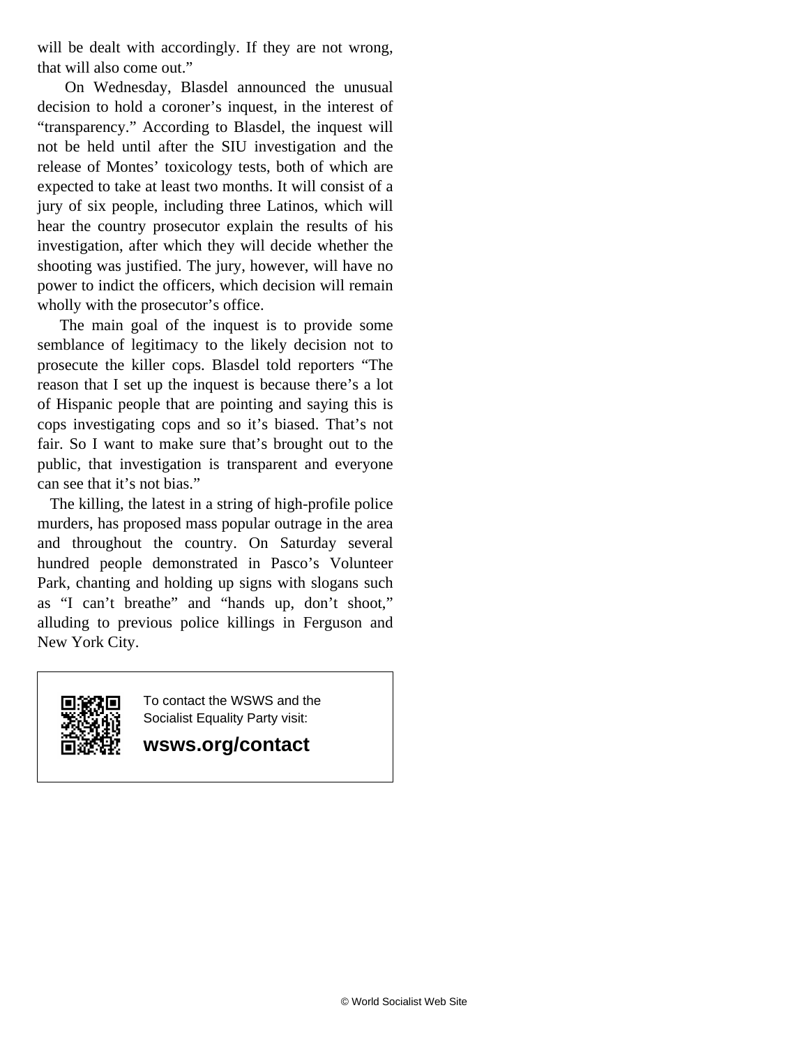will be dealt with accordingly. If they are not wrong, that will also come out."

On Wednesday, Blasdel announced the unusual decision to hold a coroner's inquest, in the interest of "transparency." According to Blasdel, the inquest will not be held until after the SIU investigation and the release of Montes' toxicology tests, both of which are expected to take at least two months. It will consist of a jury of six people, including three Latinos, which will hear the country prosecutor explain the results of his investigation, after which they will decide whether the shooting was justified. The jury, however, will have no power to indict the officers, which decision will remain wholly with the prosecutor's office.

The main goal of the inquest is to provide some semblance of legitimacy to the likely decision not to prosecute the killer cops. Blasdel told reporters "The reason that I set up the inquest is because there's a lot of Hispanic people that are pointing and saying this is cops investigating cops and so it's biased. That's not fair. So I want to make sure that's brought out to the public, that investigation is transparent and everyone can see that it's not bias."

The killing, the latest in a string of high-profile police murders, has proposed mass popular outrage in the area and throughout the country. On Saturday several hundred people demonstrated in Pasco's Volunteer Park, chanting and holding up signs with slogans such as "I can't breathe" and "hands up, don't shoot," alluding to previous police killings in Ferguson and New York City.

To contact the WSWS and the Socialist Equality Party visit:

**wsws.org/contact**